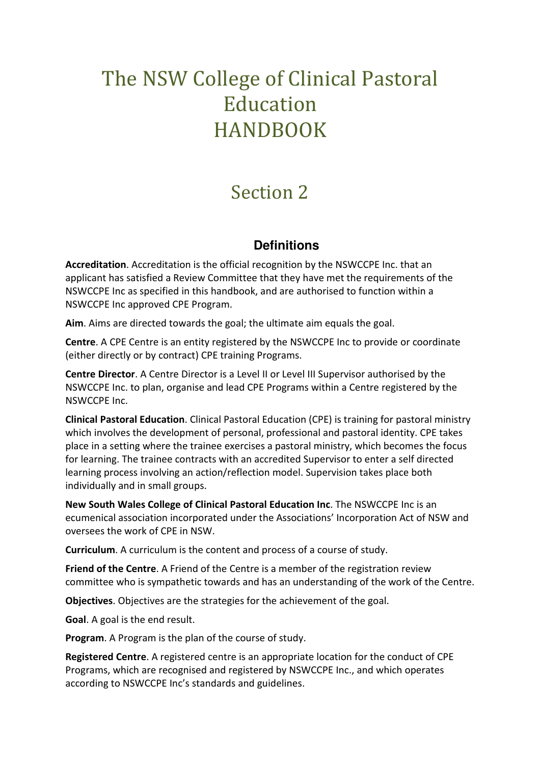# The NSW College of Clinical Pastoral Education HANDBOOK

# Section 2

## Definitions

**Accreditation**. Accreditation is the official recognition by the NSWCCPE Inc. that an applicant has satisfied a Review Committee that they have met the requirements of the NSWCCPE Inc as specified in this handbook, and are authorised to function within a NSWCCPE Inc approved CPE Program.

**Aim**. Aims are directed towards the goal; the ultimate aim equals the goal.

**Centre**. A CPE Centre is an entity registered by the NSWCCPE Inc to provide or coordinate (either directly or by contract) CPE training Programs.

**Centre Director**. A Centre Director is a Level II or Level III Supervisor authorised by the NSWCCPE Inc. to plan, organise and lead CPE Programs within a Centre registered by the NSWCCPE Inc.

**Clinical Pastoral Education**. Clinical Pastoral Education (CPE) is training for pastoral ministry which involves the development of personal, professional and pastoral identity. CPE takes place in a setting where the trainee exercises a pastoral ministry, which becomes the focus for learning. The trainee contracts with an accredited Supervisor to enter a self directed learning process involving an action/reflection model. Supervision takes place both individually and in small groups.

**New South Wales College of Clinical Pastoral Education Inc**. The NSWCCPE Inc is an ecumenical association incorporated under the Associations' Incorporation Act of NSW and oversees the work of CPE in NSW.

**Curriculum**. A curriculum is the content and process of a course of study.

**Friend of the Centre**. A Friend of the Centre is a member of the registration review committee who is sympathetic towards and has an understanding of the work of the Centre.

**Objectives**. Objectives are the strategies for the achievement of the goal.

**Goal**. A goal is the end result.

**Program**. A Program is the plan of the course of study.

**Registered Centre**. A registered centre is an appropriate location for the conduct of CPE Programs, which are recognised and registered by NSWCCPE Inc., and which operates according to NSWCCPE Inc's standards and guidelines.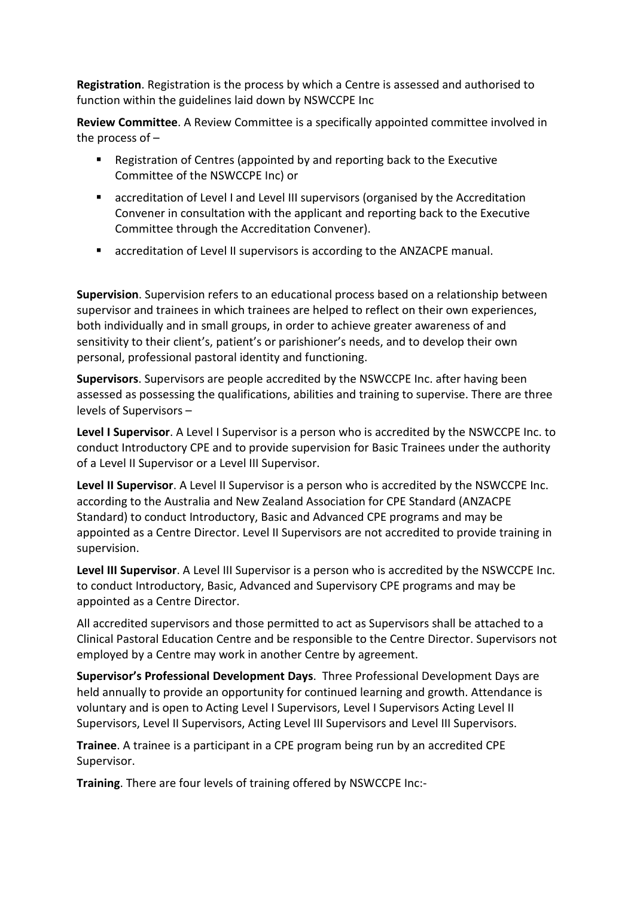**Registration**. Registration is the process by which a Centre is assessed and authorised to function within the guidelines laid down by NSWCCPE Inc

**Review Committee**. A Review Committee is a specifically appointed committee involved in the process of –

- Registration of Centres (appointed by and reporting back to the Executive Committee of the NSWCCPE Inc) or
- accreditation of Level I and Level III supervisors (organised by the Accreditation Convener in consultation with the applicant and reporting back to the Executive Committee through the Accreditation Convener).
- accreditation of Level II supervisors is according to the ANZACPE manual.

**Supervision**. Supervision refers to an educational process based on a relationship between supervisor and trainees in which trainees are helped to reflect on their own experiences, both individually and in small groups, in order to achieve greater awareness of and sensitivity to their client's, patient's or parishioner's needs, and to develop their own personal, professional pastoral identity and functioning.

**Supervisors**. Supervisors are people accredited by the NSWCCPE Inc. after having been assessed as possessing the qualifications, abilities and training to supervise. There are three levels of Supervisors –

**Level I Supervisor**. A Level I Supervisor is a person who is accredited by the NSWCCPE Inc. to conduct Introductory CPE and to provide supervision for Basic Trainees under the authority of a Level II Supervisor or a Level III Supervisor.

**Level II Supervisor**. A Level II Supervisor is a person who is accredited by the NSWCCPE Inc. according to the Australia and New Zealand Association for CPE Standard (ANZACPE Standard) to conduct Introductory, Basic and Advanced CPE programs and may be appointed as a Centre Director. Level II Supervisors are not accredited to provide training in supervision.

**Level III Supervisor**. A Level III Supervisor is a person who is accredited by the NSWCCPE Inc. to conduct Introductory, Basic, Advanced and Supervisory CPE programs and may be appointed as a Centre Director.

All accredited supervisors and those permitted to act as Supervisors shall be attached to a Clinical Pastoral Education Centre and be responsible to the Centre Director. Supervisors not employed by a Centre may work in another Centre by agreement.

**Supervisor's Professional Development Days**. Three Professional Development Days are held annually to provide an opportunity for continued learning and growth. Attendance is voluntary and is open to Acting Level I Supervisors, Level I Supervisors Acting Level II Supervisors, Level II Supervisors, Acting Level III Supervisors and Level III Supervisors.

**Trainee**. A trainee is a participant in a CPE program being run by an accredited CPE Supervisor.

**Training**. There are four levels of training offered by NSWCCPE Inc:-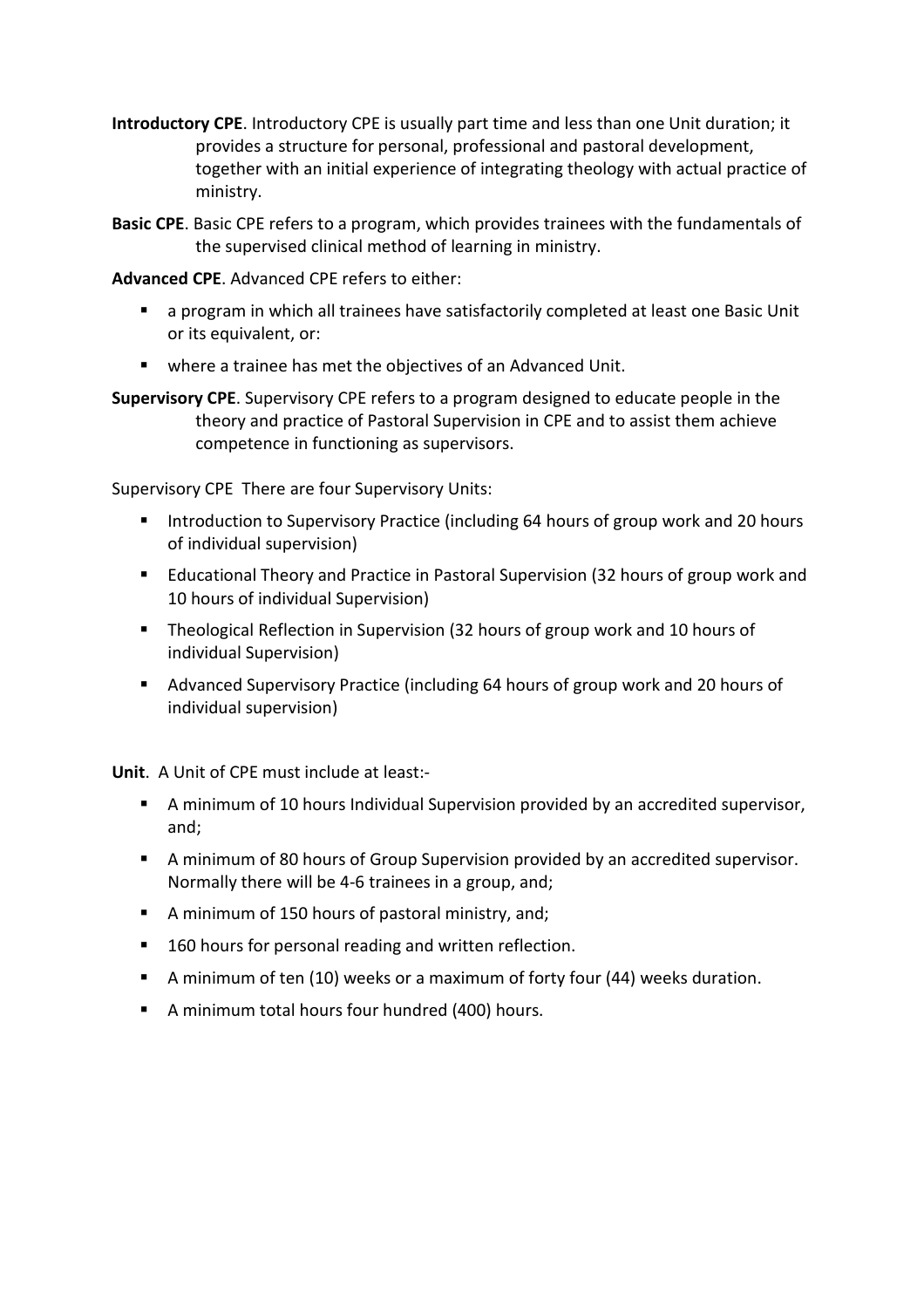**Introductory CPE**. Introductory CPE is usually part time and less than one Unit duration; it provides a structure for personal, professional and pastoral development, together with an initial experience of integrating theology with actual practice of ministry.

**Basic CPE**. Basic CPE refers to a program, which provides trainees with the fundamentals of the supervised clinical method of learning in ministry.

**Advanced CPE**. Advanced CPE refers to either:

- a program in which all trainees have satisfactorily completed at least one Basic Unit or its equivalent, or:
- where a trainee has met the objectives of an Advanced Unit.

**Supervisory CPE**. Supervisory CPE refers to a program designed to educate people in the theory and practice of Pastoral Supervision in CPE and to assist them achieve competence in functioning as supervisors.

Supervisory CPE There are four Supervisory Units:

- Introduction to Supervisory Practice (including 64 hours of group work and 20 hours of individual supervision)
- Educational Theory and Practice in Pastoral Supervision (32 hours of group work and 10 hours of individual Supervision)
- Theological Reflection in Supervision (32 hours of group work and 10 hours of individual Supervision)
- Advanced Supervisory Practice (including 64 hours of group work and 20 hours of individual supervision)

**Unit**. A Unit of CPE must include at least:-

- A minimum of 10 hours Individual Supervision provided by an accredited supervisor, and;
- A minimum of 80 hours of Group Supervision provided by an accredited supervisor. Normally there will be 4-6 trainees in a group, and;
- A minimum of 150 hours of pastoral ministry, and;
- 160 hours for personal reading and written reflection.
- A minimum of ten (10) weeks or a maximum of forty four (44) weeks duration.
- A minimum total hours four hundred (400) hours.